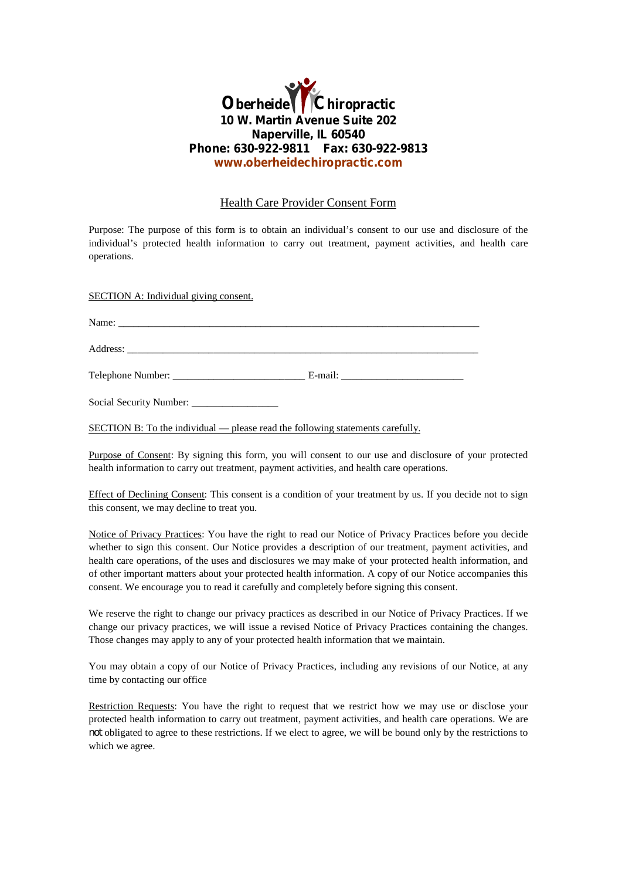**Oberheide Chiropractic**
**10 W. Martin Avenue Suite 202**
**Naperville, IL 60540**
**Phone: 630-922-9811 Fax: 630-922-9813**
**www.oberheidechiropractic.com**

# Health Care Provider Consent Form

Purpose: The purpose of this form is to obtain an individual's consent to our use and disclosure of the individual's protected health information to carry out treatment, payment activities, and health care operations.

## SECTION A: Individual giving consent.

Name: ___________________________________________________________________________

Address: _________________________________________________________________________

Telephone Number: __________________________ E-mail: ________________________

Social Security Number: _________________

## SECTION B: To the individual — please read the following statements carefully.

Purpose of Consent: By signing this form, you will consent to our use and disclosure of your protected health information to carry out treatment, payment activities, and health care operations.

Effect of Declining Consent: This consent is a condition of your treatment by us. If you decide not to sign this consent, we may decline to treat you.

Notice of Privacy Practices: You have the right to read our Notice of Privacy Practices before you decide whether to sign this consent. Our Notice provides a description of our treatment, payment activities, and health care operations, of the uses and disclosures we may make of your protected health information, and of other important matters about your protected health information. A copy of our Notice accompanies this consent. We encourage you to read it carefully and completely before signing this consent.

We reserve the right to change our privacy practices as described in our Notice of Privacy Practices. If we change our privacy practices, we will issue a revised Notice of Privacy Practices containing the changes. Those changes may apply to any of your protected health information that we maintain.

You may obtain a copy of our Notice of Privacy Practices, including any revisions of our Notice, at any time by contacting our office

Restriction Requests: You have the right to request that we restrict how we may use or disclose your protected health information to carry out treatment, payment activities, and health care operations. We are *not* obligated to agree to these restrictions. If we elect to agree, we will be bound only by the restrictions to which we agree.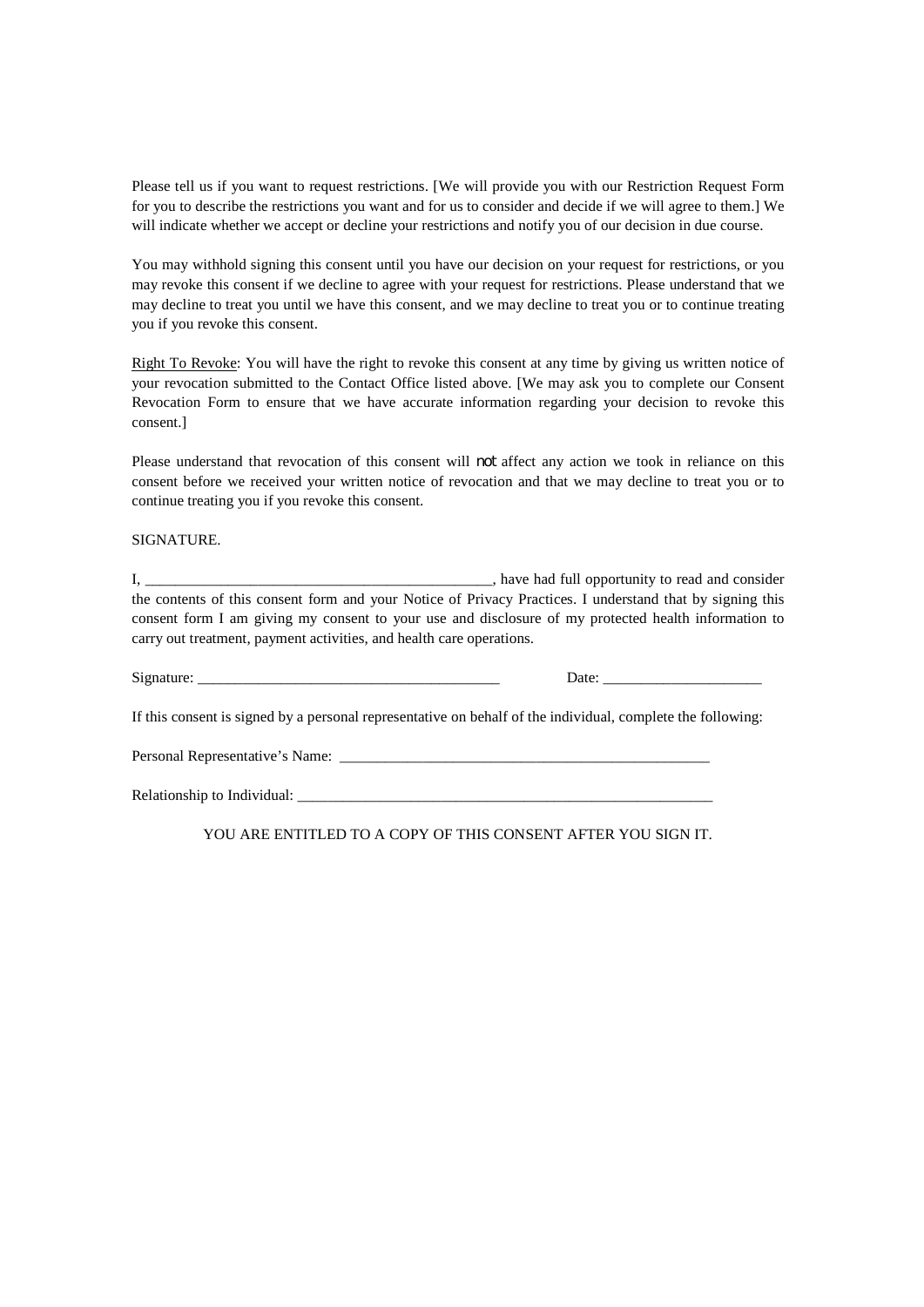Please tell us if you want to request restrictions. [We will provide you with our Restriction Request Form for you to describe the restrictions you want and for us to consider and decide if we will agree to them.] We will indicate whether we accept or decline your restrictions and notify you of our decision in due course.

You may withhold signing this consent until you have our decision on your request for restrictions, or you may revoke this consent if we decline to agree with your request for restrictions. Please understand that we may decline to treat you until we have this consent, and we may decline to treat you or to continue treating you if you revoke this consent.

Right To Revoke: You will have the right to revoke this consent at any time by giving us written notice of your revocation submitted to the Contact Office listed above. [We may ask you to complete our Consent Revocation Form to ensure that we have accurate information regarding your decision to revoke this consent.]

Please understand that revocation of this consent will not affect any action we took in reliance on this consent before we received your written notice of revocation and that we may decline to treat you or to continue treating you if you revoke this consent.

SIGNATURE.

I, _______________________________________________, have had full opportunity to read and consider the contents of this consent form and your Notice of Privacy Practices. I understand that by signing this consent form I am giving my consent to your use and disclosure of my protected health information to carry out treatment, payment activities, and health care operations.

Signature: ________________________________________ Date: _____________________

If this consent is signed by a personal representative on behalf of the individual, complete the following:

Personal Representative's Name: ___________________________________________________

Relationship to Individual: _________________________________________________________

YOU ARE ENTITLED TO A COPY OF THIS CONSENT AFTER YOU SIGN IT.